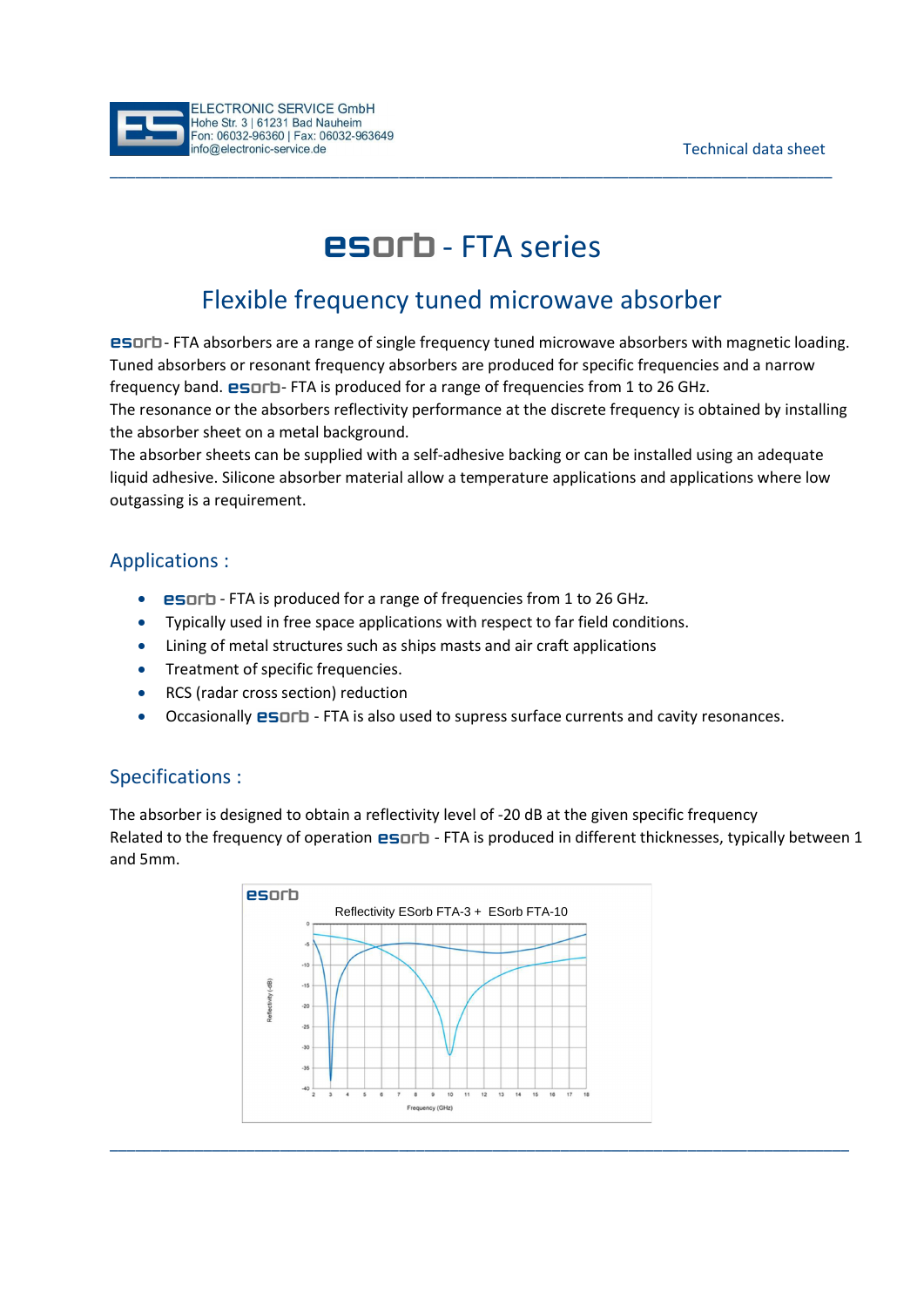ELECTRONIC SERVICE GmbH
Hohe Str. 3 | 61231 Bad Nauheim
Fon: 06032-96360 | Fax: 06032-963649
info@electronic-service.de

Technical data sheet

# esorb - FTA series

## Flexible frequency tuned microwave absorber

esorb- FTA absorbers are a range of single frequency tuned microwave absorbers with magnetic loading. Tuned absorbers or resonant frequency absorbers are produced for specific frequencies and a narrow frequency band. esorb- FTA is produced for a range of frequencies from 1 to 26 GHz.
The resonance or the absorbers reflectivity performance at the discrete frequency is obtained by installing the absorber sheet on a metal background.
The absorber sheets can be supplied with a self-adhesive backing or can be installed using an adequate liquid adhesive. Silicone absorber material allow a temperature applications and applications where low outgassing is a requirement.

### Applications :

- esorb - FTA is produced for a range of frequencies from 1 to 26 GHz.
- Typically used in free space applications with respect to far field conditions.
- Lining of metal structures such as ships masts and air craft applications
- Treatment of specific frequencies.
- RCS (radar cross section) reduction
- Occasionally esorb - FTA is also used to supress surface currents and cavity resonances.

### Specifications :

The absorber is designed to obtain a reflectivity level of -20 dB at the given specific frequency
Related to the frequency of operation esorb - FTA is produced in different thicknesses, typically between 1 and 5mm.

esorb

Reflectivity ESorb FTA-3 + ESorb FTA-10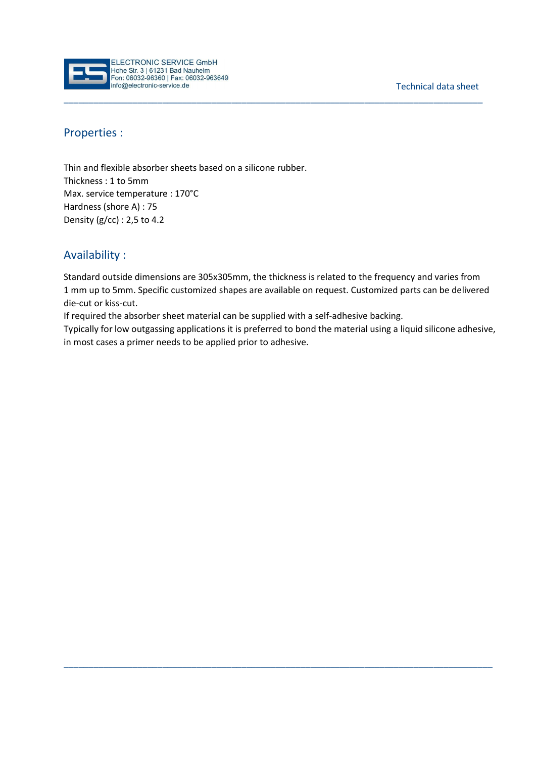## Properties :

Thin and flexible absorber sheets based on a silicone rubber.
Thickness : 1 to 5mm
Max. service temperature : 170°C
Hardness (shore A) : 75
Density (g/cc) : 2,5 to 4.2

## Availability :

Standard outside dimensions are 305x305mm, the thickness is related to the frequency and varies from 1 mm up to 5mm. Specific customized shapes are available on request. Customized parts can be delivered die-cut or kiss-cut.
If required the absorber sheet material can be supplied with a self-adhesive backing.
Typically for low outgassing applications it is preferred to bond the material using a liquid silicone adhesive, in most cases a primer needs to be applied prior to adhesive.